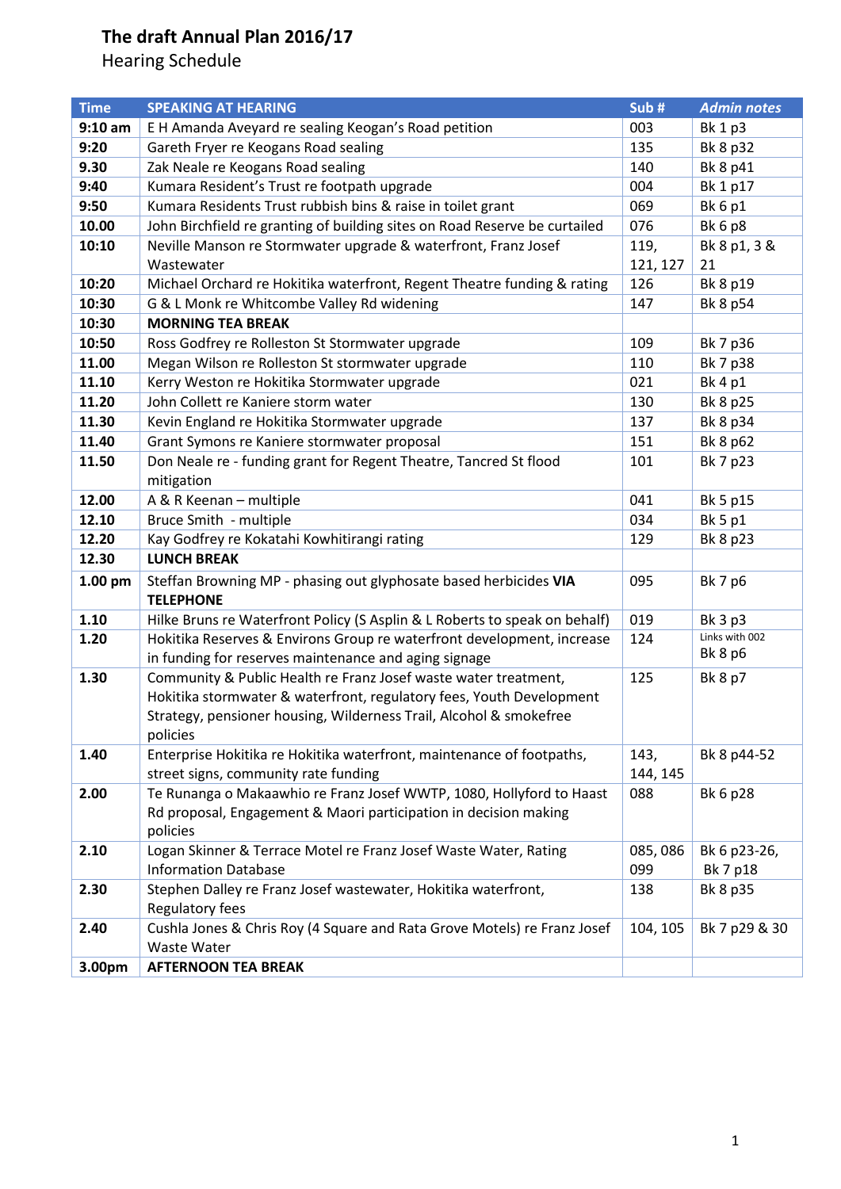# The draft Annual Plan 2016/17

Hearing Schedule

| Time | SPEAKING AT HEARING | Sub # | *Admin notes* |
|---|---|---|---|
| **9:10 am** | E H Amanda Aveyard re sealing Keogan's Road petition | 003 | Bk 1 p3 |
| **9:20** | Gareth Fryer re Keogans Road sealing | 135 | Bk 8 p32 |
| **9.30** | Zak Neale re Keogans Road sealing | 140 | Bk 8 p41 |
| **9:40** | Kumara Resident's Trust re footpath upgrade | 004 | Bk 1 p17 |
| **9:50** | Kumara Residents Trust rubbish bins & raise in toilet grant | 069 | Bk 6 p1 |
| **10.00** | John Birchfield re granting of building sites on Road Reserve be curtailed | 076 | Bk 6 p8 |
| **10:10** | Neville Manson re Stormwater upgrade & waterfront, Franz Josef Wastewater | 119, 121, 127 | Bk 8 p1, 3 & 21 |
| **10:20** | Michael Orchard re Hokitika waterfront, Regent Theatre funding & rating | 126 | Bk 8 p19 |
| **10:30** | G & L Monk re Whitcombe Valley Rd widening | 147 | Bk 8 p54 |
| **10:30** | **MORNING TEA BREAK** | | |
| **10:50** | Ross Godfrey re Rolleston St Stormwater upgrade | 109 | Bk 7 p36 |
| **11.00** | Megan Wilson re Rolleston St stormwater upgrade | 110 | Bk 7 p38 |
| **11.10** | Kerry Weston re Hokitika Stormwater upgrade | 021 | Bk 4 p1 |
| **11.20** | John Collett re Kaniere storm water | 130 | Bk 8 p25 |
| **11.30** | Kevin England re Hokitika Stormwater upgrade | 137 | Bk 8 p34 |
| **11.40** | Grant Symons re Kaniere stormwater proposal | 151 | Bk 8 p62 |
| **11.50** | Don Neale re - funding grant for Regent Theatre, Tancred St flood mitigation | 101 | Bk 7 p23 |
| **12.00** | A & R Keenan – multiple | 041 | Bk 5 p15 |
| **12.10** | Bruce Smith - multiple | 034 | Bk 5 p1 |
| **12.20** | Kay Godfrey re Kokatahi Kowhitirangi rating | 129 | Bk 8 p23 |
| **12.30** | **LUNCH BREAK** | | |
| **1.00 pm** | Steffan Browning MP - phasing out glyphosate based herbicides **VIA TELEPHONE** | 095 | Bk 7 p6 |
| **1.10** | Hilke Bruns re Waterfront Policy (S Asplin & L Roberts to speak on behalf) | 019 | Bk 3 p3 |
| **1.20** | Hokitika Reserves & Environs Group re waterfront development, increase in funding for reserves maintenance and aging signage | 124 | Links with 002 Bk 8 p6 |
| **1.30** | Community & Public Health re Franz Josef waste water treatment, Hokitika stormwater & waterfront, regulatory fees, Youth Development Strategy, pensioner housing, Wilderness Trail, Alcohol & smokefree policies | 125 | Bk 8 p7 |
| **1.40** | Enterprise Hokitika re Hokitika waterfront, maintenance of footpaths, street signs, community rate funding | 143, 144, 145 | Bk 8 p44-52 |
| **2.00** | Te Runanga o Makaawhio re Franz Josef WWTP, 1080, Hollyford to Haast Rd proposal, Engagement & Maori participation in decision making policies | 088 | Bk 6 p28 |
| **2.10** | Logan Skinner & Terrace Motel re Franz Josef Waste Water, Rating Information Database | 085, 086 099 | Bk 6 p23-26, Bk 7 p18 |
| **2.30** | Stephen Dalley re Franz Josef wastewater, Hokitika waterfront, Regulatory fees | 138 | Bk 8 p35 |
| **2.40** | Cushla Jones & Chris Roy (4 Square and Rata Grove Motels) re Franz Josef Waste Water | 104, 105 | Bk 7 p29 & 30 |
| **3.00pm** | **AFTERNOON TEA BREAK** | | |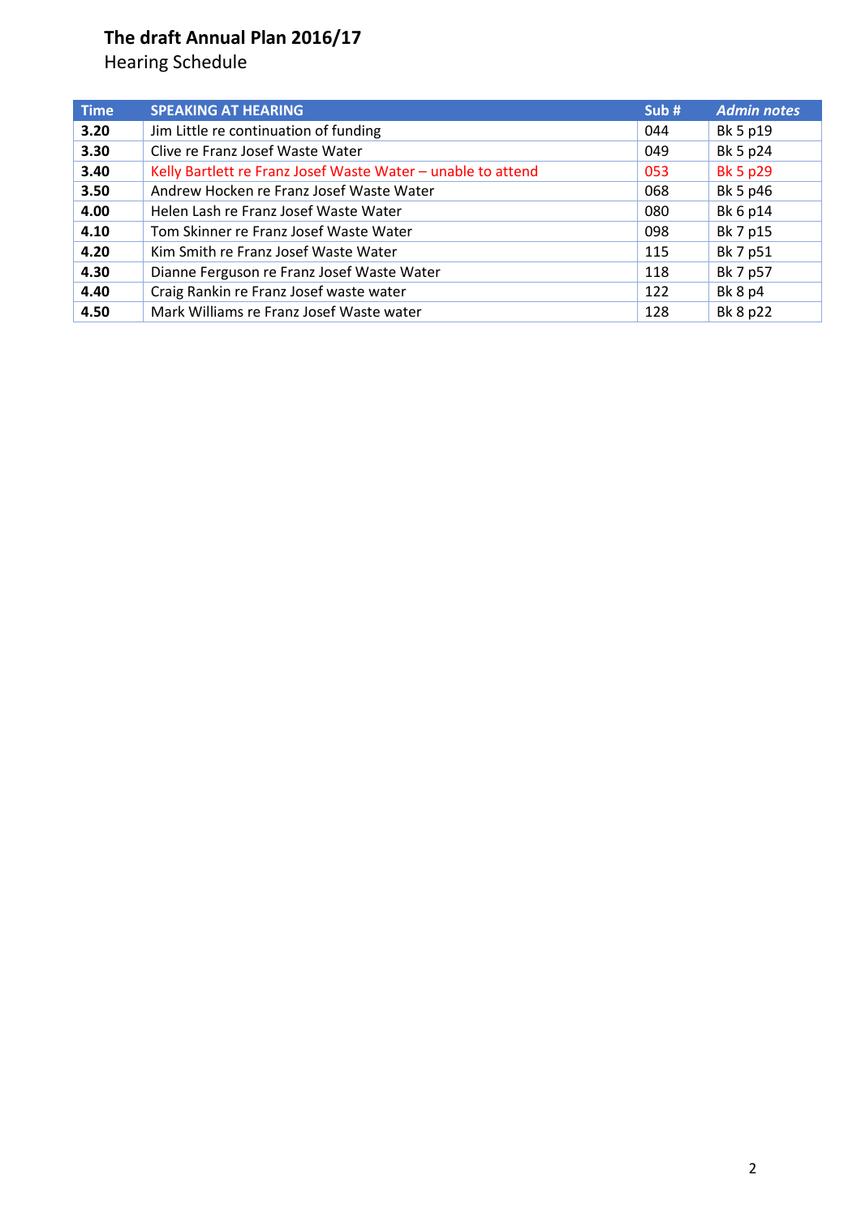# The draft Annual Plan 2016/17

## Hearing Schedule

| Time | SPEAKING AT HEARING | Sub # | *Admin notes* |
|---|---|---|---|
| **3.20** | Jim Little re continuation of funding | 044 | Bk 5 p19 |
| **3.30** | Clive re Franz Josef Waste Water | 049 | Bk 5 p24 |
| **3.40** | Kelly Bartlett re Franz Josef Waste Water – unable to attend | 053 | Bk 5 p29 |
| **3.50** | Andrew Hocken re Franz Josef Waste Water | 068 | Bk 5 p46 |
| **4.00** | Helen Lash re Franz Josef Waste Water | 080 | Bk 6 p14 |
| **4.10** | Tom Skinner re Franz Josef Waste Water | 098 | Bk 7 p15 |
| **4.20** | Kim Smith re Franz Josef Waste Water | 115 | Bk 7 p51 |
| **4.30** | Dianne Ferguson re Franz Josef Waste Water | 118 | Bk 7 p57 |
| **4.40** | Craig Rankin re Franz Josef waste water | 122 | Bk 8 p4 |
| **4.50** | Mark Williams re Franz Josef Waste water | 128 | Bk 8 p22 |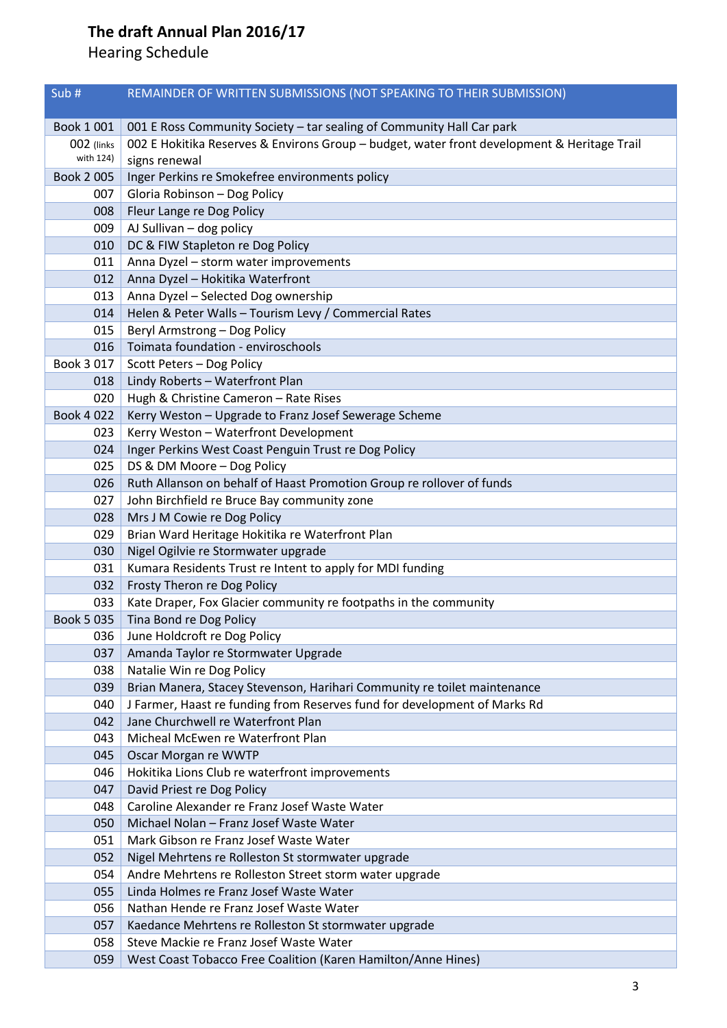# The draft Annual Plan 2016/17

Hearing Schedule

| Sub # | REMAINDER OF WRITTEN SUBMISSIONS (NOT SPEAKING TO THEIR SUBMISSION) |
|---|---|
| Book 1 001 | 001 E Ross Community Society – tar sealing of Community Hall Car park |
| 002 (links with 124) | 002 E Hokitika Reserves & Environs Group – budget, water front development & Heritage Trail signs renewal |
| Book 2 005 | Inger Perkins re Smokefree environments policy |
| 007 | Gloria Robinson – Dog Policy |
| 008 | Fleur Lange re Dog Policy |
| 009 | AJ Sullivan – dog policy |
| 010 | DC & FIW Stapleton re Dog Policy |
| 011 | Anna Dyzel – storm water improvements |
| 012 | Anna Dyzel – Hokitika Waterfront |
| 013 | Anna Dyzel – Selected Dog ownership |
| 014 | Helen & Peter Walls – Tourism Levy / Commercial Rates |
| 015 | Beryl Armstrong – Dog Policy |
| 016 | Toimata foundation - enviroschools |
| Book 3 017 | Scott Peters – Dog Policy |
| 018 | Lindy Roberts – Waterfront Plan |
| 020 | Hugh & Christine Cameron – Rate Rises |
| Book 4 022 | Kerry Weston – Upgrade to Franz Josef Sewerage Scheme |
| 023 | Kerry Weston – Waterfront Development |
| 024 | Inger Perkins West Coast Penguin Trust re Dog Policy |
| 025 | DS & DM Moore – Dog Policy |
| 026 | Ruth Allanson on behalf of Haast Promotion Group re rollover of funds |
| 027 | John Birchfield re Bruce Bay community zone |
| 028 | Mrs J M Cowie re Dog Policy |
| 029 | Brian Ward Heritage Hokitika re Waterfront Plan |
| 030 | Nigel Ogilvie re Stormwater upgrade |
| 031 | Kumara Residents Trust re Intent to apply for MDI funding |
| 032 | Frosty Theron re Dog Policy |
| 033 | Kate Draper, Fox Glacier community re footpaths in the community |
| Book 5 035 | Tina Bond re Dog Policy |
| 036 | June Holdcroft re Dog Policy |
| 037 | Amanda Taylor re Stormwater Upgrade |
| 038 | Natalie Win re Dog Policy |
| 039 | Brian Manera, Stacey Stevenson, Harihari Community re toilet maintenance |
| 040 | J Farmer, Haast re funding from Reserves fund for development of Marks Rd |
| 042 | Jane Churchwell re Waterfront Plan |
| 043 | Micheal McEwen re Waterfront Plan |
| 045 | Oscar Morgan re WWTP |
| 046 | Hokitika Lions Club re waterfront improvements |
| 047 | David Priest re Dog Policy |
| 048 | Caroline Alexander re Franz Josef Waste Water |
| 050 | Michael Nolan – Franz Josef Waste Water |
| 051 | Mark Gibson re Franz Josef Waste Water |
| 052 | Nigel Mehrtens re Rolleston St stormwater upgrade |
| 054 | Andre Mehrtens re Rolleston Street storm water upgrade |
| 055 | Linda Holmes re Franz Josef Waste Water |
| 056 | Nathan Hende re Franz Josef Waste Water |
| 057 | Kaedance Mehrtens re Rolleston St stormwater upgrade |
| 058 | Steve Mackie re Franz Josef Waste Water |
| 059 | West Coast Tobacco Free Coalition (Karen Hamilton/Anne Hines) |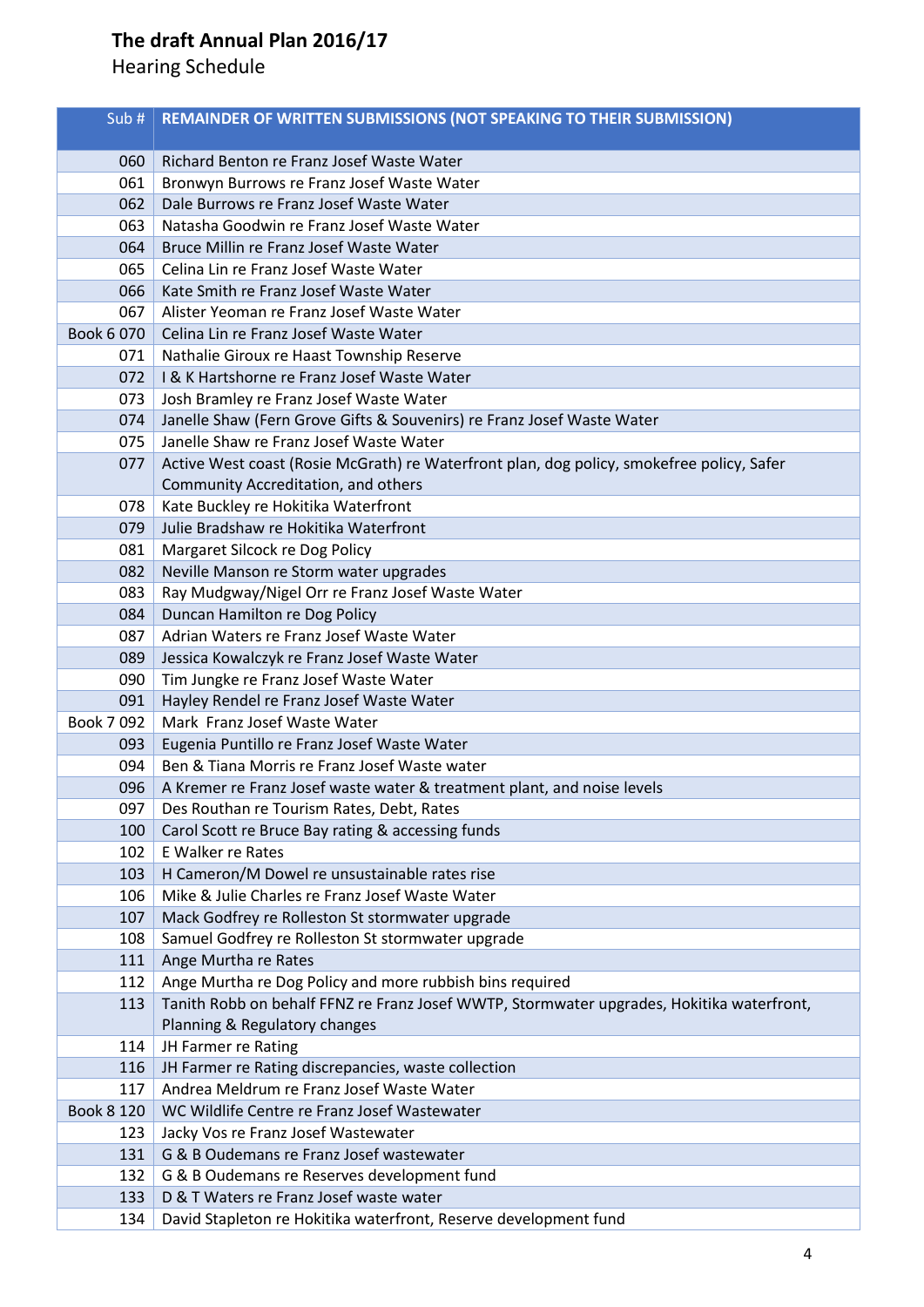# The draft Annual Plan 2016/17

Hearing Schedule

| Sub # | REMAINDER OF WRITTEN SUBMISSIONS (NOT SPEAKING TO THEIR SUBMISSION) |
|---|---|
| 060 | Richard Benton re Franz Josef Waste Water |
| 061 | Bronwyn Burrows re Franz Josef Waste Water |
| 062 | Dale Burrows re Franz Josef Waste Water |
| 063 | Natasha Goodwin re Franz Josef Waste Water |
| 064 | Bruce Millin re Franz Josef Waste Water |
| 065 | Celina Lin re Franz Josef Waste Water |
| 066 | Kate Smith re Franz Josef Waste Water |
| 067 | Alister Yeoman re Franz Josef Waste Water |
| Book 6 070 | Celina Lin re Franz Josef Waste Water |
| 071 | Nathalie Giroux re Haast Township Reserve |
| 072 | I & K Hartshorne re Franz Josef Waste Water |
| 073 | Josh Bramley re Franz Josef Waste Water |
| 074 | Janelle Shaw (Fern Grove Gifts & Souvenirs) re Franz Josef Waste Water |
| 075 | Janelle Shaw re Franz Josef Waste Water |
| 077 | Active West coast (Rosie McGrath) re Waterfront plan, dog policy, smokefree policy, Safer Community Accreditation, and others |
| 078 | Kate Buckley re Hokitika Waterfront |
| 079 | Julie Bradshaw re Hokitika Waterfront |
| 081 | Margaret Silcock re Dog Policy |
| 082 | Neville Manson re Storm water upgrades |
| 083 | Ray Mudgway/Nigel Orr re Franz Josef Waste Water |
| 084 | Duncan Hamilton re Dog Policy |
| 087 | Adrian Waters re Franz Josef Waste Water |
| 089 | Jessica Kowalczyk re Franz Josef Waste Water |
| 090 | Tim Jungke re Franz Josef Waste Water |
| 091 | Hayley Rendel re Franz Josef Waste Water |
| Book 7 092 | Mark  Franz Josef Waste Water |
| 093 | Eugenia Puntillo re Franz Josef Waste Water |
| 094 | Ben & Tiana Morris re Franz Josef Waste water |
| 096 | A Kremer re Franz Josef waste water & treatment plant, and noise levels |
| 097 | Des Routhan re Tourism Rates, Debt, Rates |
| 100 | Carol Scott re Bruce Bay rating & accessing funds |
| 102 | E Walker re Rates |
| 103 | H Cameron/M Dowel re unsustainable rates rise |
| 106 | Mike & Julie Charles re Franz Josef Waste Water |
| 107 | Mack Godfrey re Rolleston St stormwater upgrade |
| 108 | Samuel Godfrey re Rolleston St stormwater upgrade |
| 111 | Ange Murtha re Rates |
| 112 | Ange Murtha re Dog Policy and more rubbish bins required |
| 113 | Tanith Robb on behalf FFNZ re Franz Josef WWTP, Stormwater upgrades, Hokitika waterfront, Planning & Regulatory changes |
| 114 | JH Farmer re Rating |
| 116 | JH Farmer re Rating discrepancies, waste collection |
| 117 | Andrea Meldrum re Franz Josef Waste Water |
| Book 8 120 | WC Wildlife Centre re Franz Josef Wastewater |
| 123 | Jacky Vos re Franz Josef Wastewater |
| 131 | G & B Oudemans re Franz Josef wastewater |
| 132 | G & B Oudemans re Reserves development fund |
| 133 | D & T Waters re Franz Josef waste water |
| 134 | David Stapleton re Hokitika waterfront, Reserve development fund |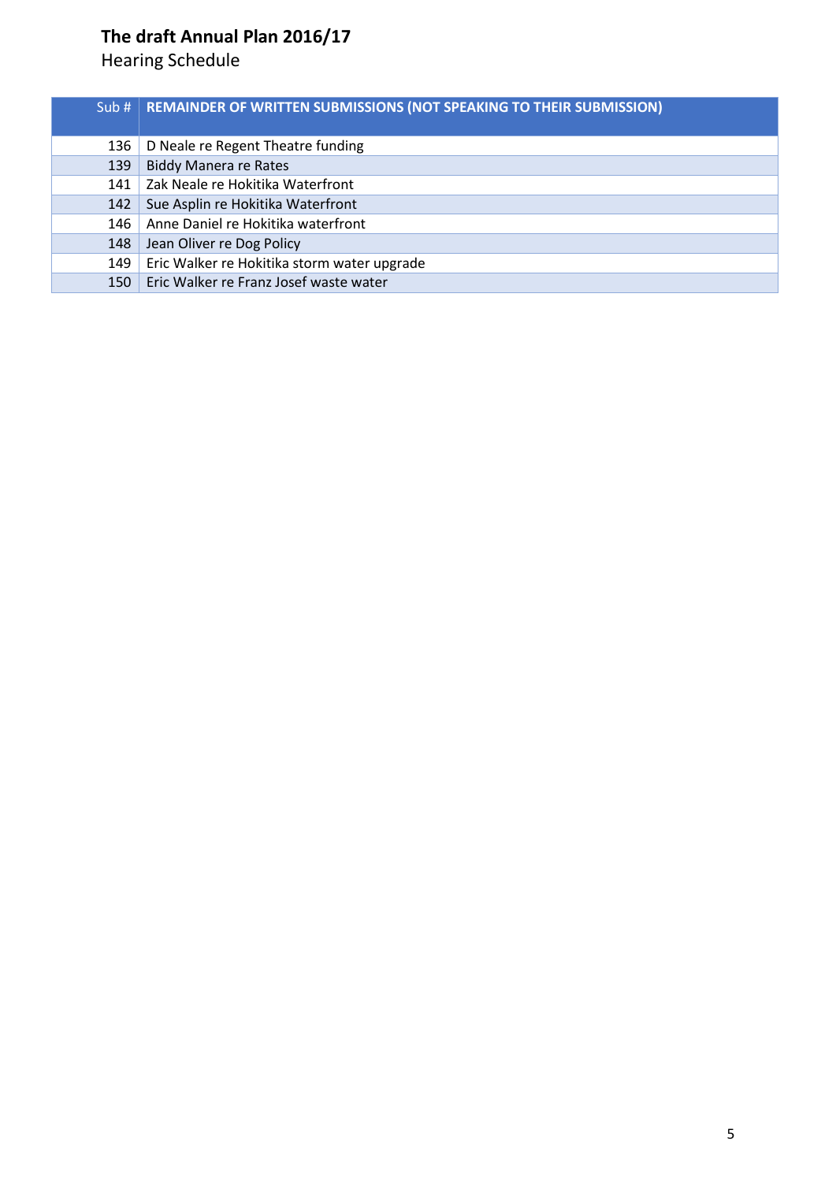# The draft Annual Plan 2016/17

Hearing Schedule

| Sub # | REMAINDER OF WRITTEN SUBMISSIONS (NOT SPEAKING TO THEIR SUBMISSION) |
|---|---|
| 136 | D Neale re Regent Theatre funding |
| 139 | Biddy Manera re Rates |
| 141 | Zak Neale re Hokitika Waterfront |
| 142 | Sue Asplin re Hokitika Waterfront |
| 146 | Anne Daniel re Hokitika waterfront |
| 148 | Jean Oliver re Dog Policy |
| 149 | Eric Walker re Hokitika storm water upgrade |
| 150 | Eric Walker re Franz Josef waste water |